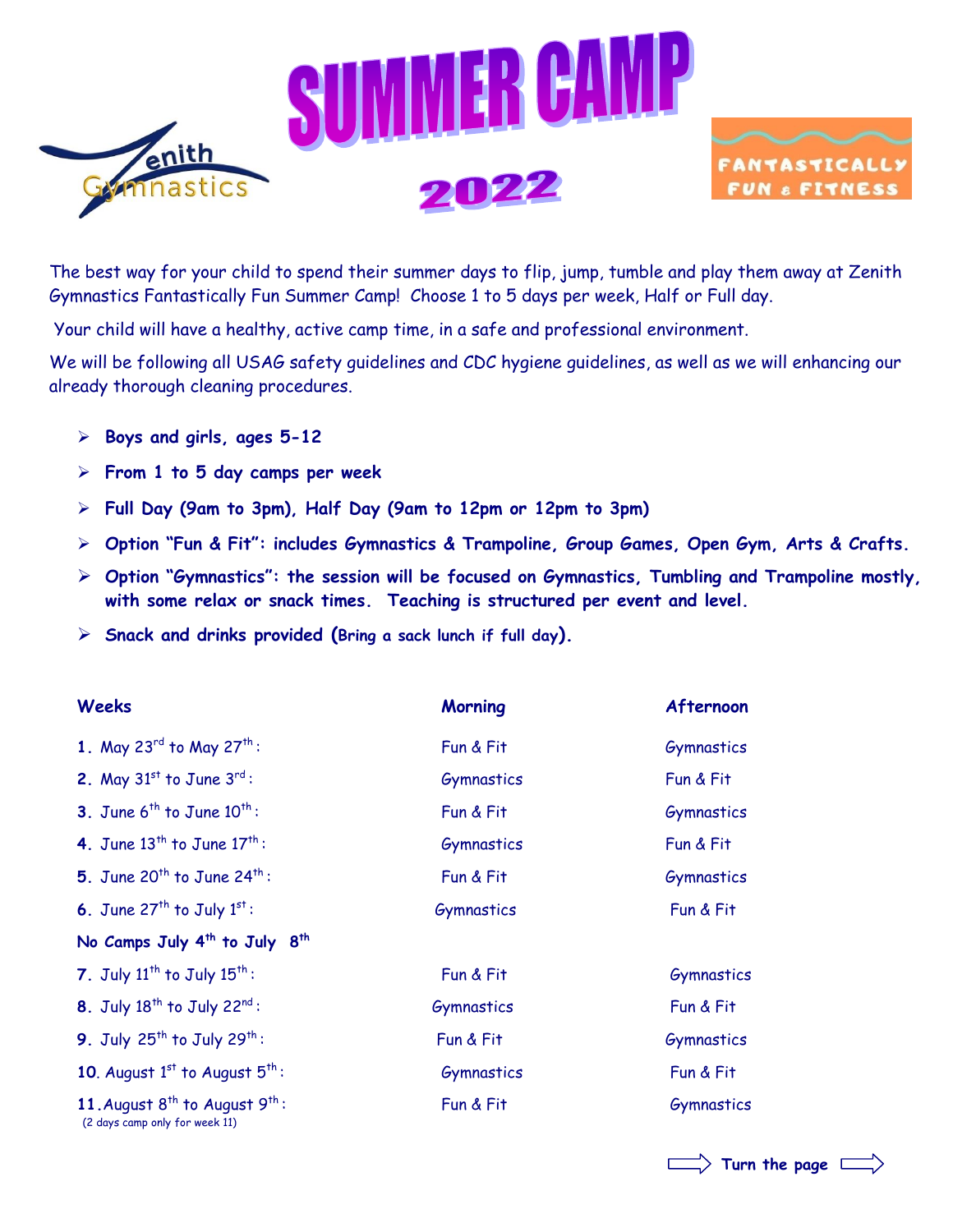Zenith Gymnastics

# SUMMER CAMP 2022

FANTASTICALLY FUN & FITNESS

The best way for your child to spend their summer days to flip, jump, tumble and play them away at Zenith Gymnastics Fantastically Fun Summer Camp! Choose 1 to 5 days per week, Half or Full day.

Your child will have a healthy, active camp time, in a safe and professional environment.

We will be following all USAG safety guidelines and CDC hygiene guidelines, as well as we will enhancing our already thorough cleaning procedures.

- **Boys and girls, ages 5-12**
- **From 1 to 5 day camps per week**
- **Full Day (9am to 3pm), Half Day (9am to 12pm or 12pm to 3pm)**
- **Option "Fun & Fit": includes Gymnastics & Trampoline, Group Games, Open Gym, Arts & Crafts.**
- **Option "Gymnastics": the session will be focused on Gymnastics, Tumbling and Trampoline mostly, with some relax or snack times. Teaching is structured per event and level.**
- **Snack and drinks provided (Bring a sack lunch if full day).**

| Weeks | Morning | Afternoon |
|---|---|---|
| 1. May 23rd to May 27th: | Fun & Fit | Gymnastics |
| 2. May 31st to June 3rd: | Gymnastics | Fun & Fit |
| 3. June 6th to June 10th: | Fun & Fit | Gymnastics |
| 4. June 13th to June 17th: | Gymnastics | Fun & Fit |
| 5. June 20th to June 24th: | Fun & Fit | Gymnastics |
| 6. June 27th to July 1st: | Gymnastics | Fun & Fit |
| **No Camps July 4th to July 8th** | | |
| 7. July 11th to July 15th: | Fun & Fit | Gymnastics |
| 8. July 18th to July 22nd: | Gymnastics | Fun & Fit |
| 9. July 25th to July 29th: | Fun & Fit | Gymnastics |
| 10. August 1st to August 5th: | Gymnastics | Fun & Fit |
| 11. August 8th to August 9th: (2 days camp only for week 11) | Fun & Fit | Gymnastics |

**Turn the page**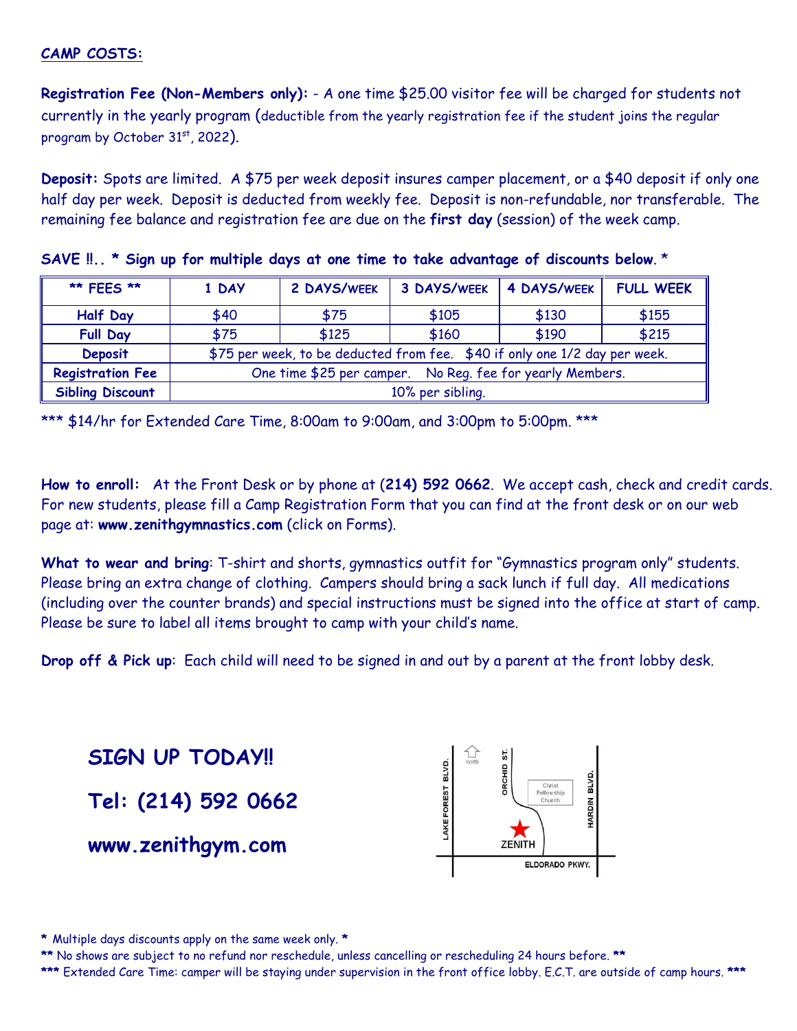**CAMP COSTS:**

**Registration Fee (Non-Members only):** - A one time $25.00 visitor fee will be charged for students not currently in the yearly program (deductible from the yearly registration fee if the student joins the regular program by October 31st, 2022).

**Deposit:** Spots are limited. A $75 per week deposit insures camper placement, or a $40 deposit if only one half day per week. Deposit is deducted from weekly fee. Deposit is non-refundable, nor transferable. The remaining fee balance and registration fee are due on the **first day** (session) of the week camp.

**SAVE !!.. * Sign up for multiple days at one time to take advantage of discounts below. ***

| ** FEES ** | 1 DAY | 2 DAYS/WEEK | 3 DAYS/WEEK | 4 DAYS/WEEK | FULL WEEK |
|---|---|---|---|---|---|
| Half Day | $40 | $75 | $105 | $130 | $155 |
| Full Day | $75 | $125 | $160 | $190 | $215 |
| Deposit | $75 per week, to be deducted from fee. $40 if only one 1/2 day per week. | | | | |
| Registration Fee | One time $25 per camper. No Reg. fee for yearly Members. | | | | |
| Sibling Discount | 10% per sibling. | | | | |

*** $14/hr for Extended Care Time, 8:00am to 9:00am, and 3:00pm to 5:00pm. ***

**How to enroll:** At the Front Desk or by phone at (**214) 592 0662**. We accept cash, check and credit cards. For new students, please fill a Camp Registration Form that you can find at the front desk or on our web page at: **www.zenithgymnastics.com** (click on Forms).

**What to wear and bring**: T-shirt and shorts, gymnastics outfit for "Gymnastics program only" students. Please bring an extra change of clothing. Campers should bring a sack lunch if full day. All medications (including over the counter brands) and special instructions must be signed into the office at start of camp. Please be sure to label all items brought to camp with your child's name.

**Drop off & Pick up**: Each child will need to be signed in and out by a parent at the front lobby desk.

## SIGN UP TODAY!!

## Tel: (214) 592 0662

## www.zenithgym.com

North
LAKE FOREST BLVD.
ORCHID ST.
Christ Fellowship Church
HARDIN BLVD.
ZENITH
ELDORADO PKWY.

* Multiple days discounts apply on the same week only. *

** No shows are subject to no refund nor reschedule, unless cancelling or rescheduling 24 hours before. **

*** Extended Care Time: camper will be staying under supervision in the front office lobby. E.C.T. are outside of camp hours. ***